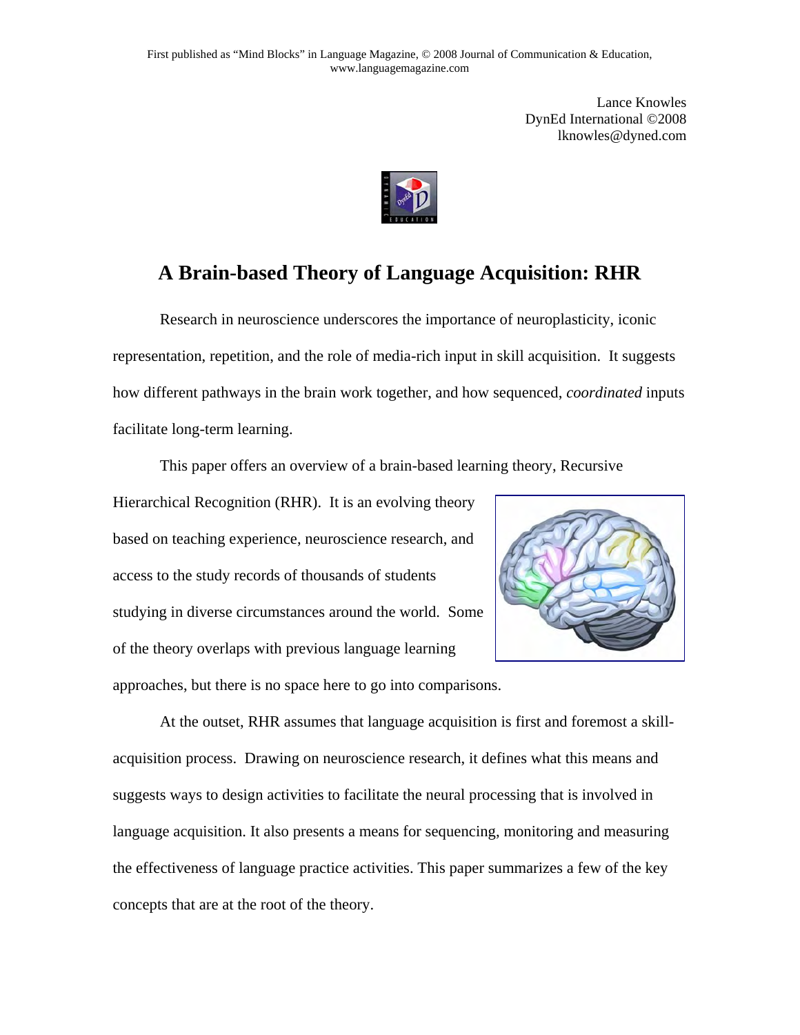First published as "Mind Blocks" in Language Magazine, © 2008 Journal of Communication & Education, www.languagemagazine.com

Lance Knowles
DynEd International ©2008
lknowles@dyned.com

# A Brain-based Theory of Language Acquisition: RHR

Research in neuroscience underscores the importance of neuroplasticity, iconic representation, repetition, and the role of media-rich input in skill acquisition. It suggests how different pathways in the brain work together, and how sequenced, *coordinated* inputs facilitate long-term learning.

This paper offers an overview of a brain-based learning theory, Recursive Hierarchical Recognition (RHR). It is an evolving theory based on teaching experience, neuroscience research, and access to the study records of thousands of students studying in diverse circumstances around the world. Some of the theory overlaps with previous language learning approaches, but there is no space here to go into comparisons.

At the outset, RHR assumes that language acquisition is first and foremost a skill-acquisition process. Drawing on neuroscience research, it defines what this means and suggests ways to design activities to facilitate the neural processing that is involved in language acquisition. It also presents a means for sequencing, monitoring and measuring the effectiveness of language practice activities. This paper summarizes a few of the key concepts that are at the root of the theory.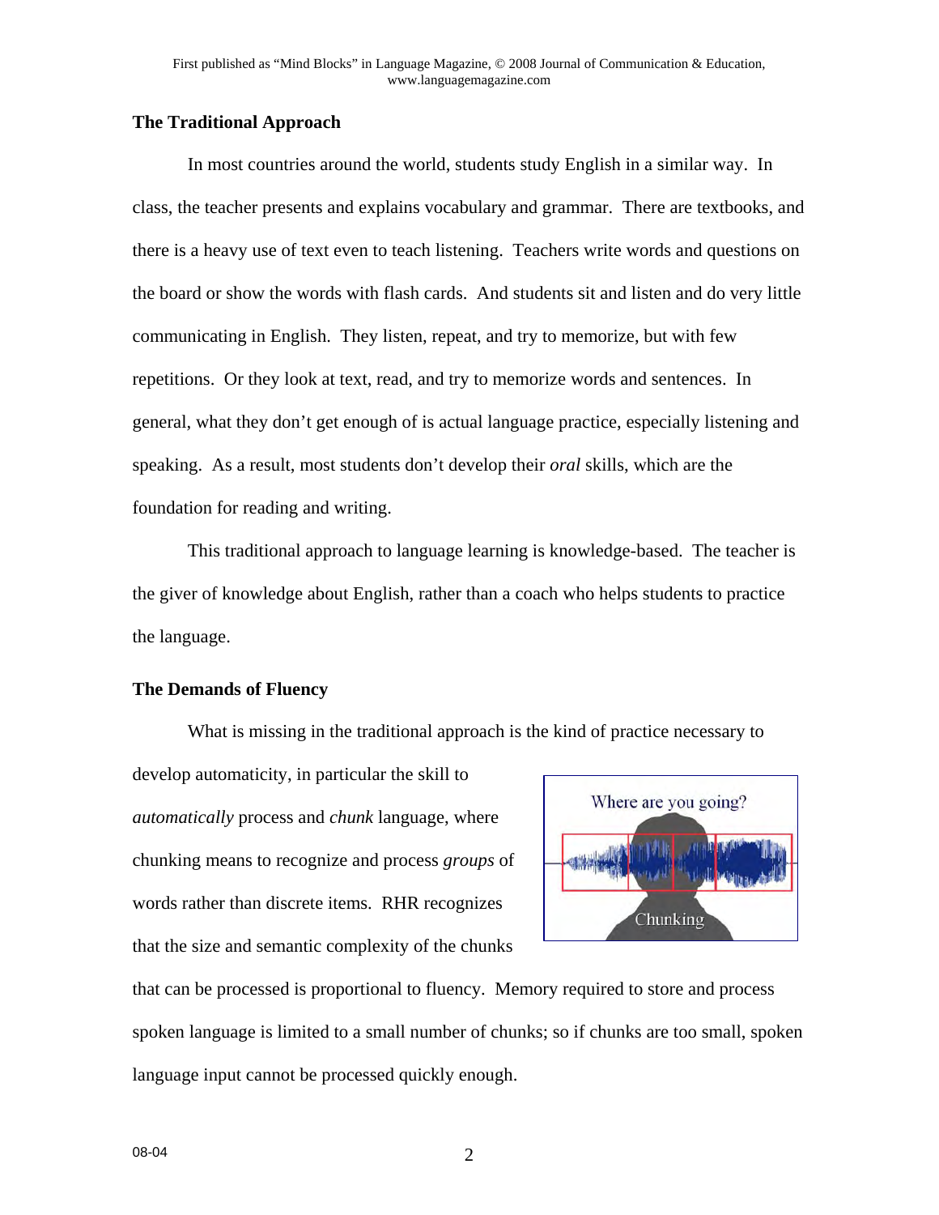## The Traditional Approach

In most countries around the world, students study English in a similar way. In class, the teacher presents and explains vocabulary and grammar. There are textbooks, and there is a heavy use of text even to teach listening. Teachers write words and questions on the board or show the words with flash cards. And students sit and listen and do very little communicating in English. They listen, repeat, and try to memorize, but with few repetitions. Or they look at text, read, and try to memorize words and sentences. In general, what they don't get enough of is actual language practice, especially listening and speaking. As a result, most students don't develop their *oral* skills, which are the foundation for reading and writing.

This traditional approach to language learning is knowledge-based. The teacher is the giver of knowledge about English, rather than a coach who helps students to practice the language.

## The Demands of Fluency

What is missing in the traditional approach is the kind of practice necessary to develop automaticity, in particular the skill to *automatically* process and *chunk* language, where chunking means to recognize and process *groups* of words rather than discrete items. RHR recognizes that the size and semantic complexity of the chunks that can be processed is proportional to fluency. Memory required to store and process spoken language is limited to a small number of chunks; so if chunks are too small, spoken language input cannot be processed quickly enough.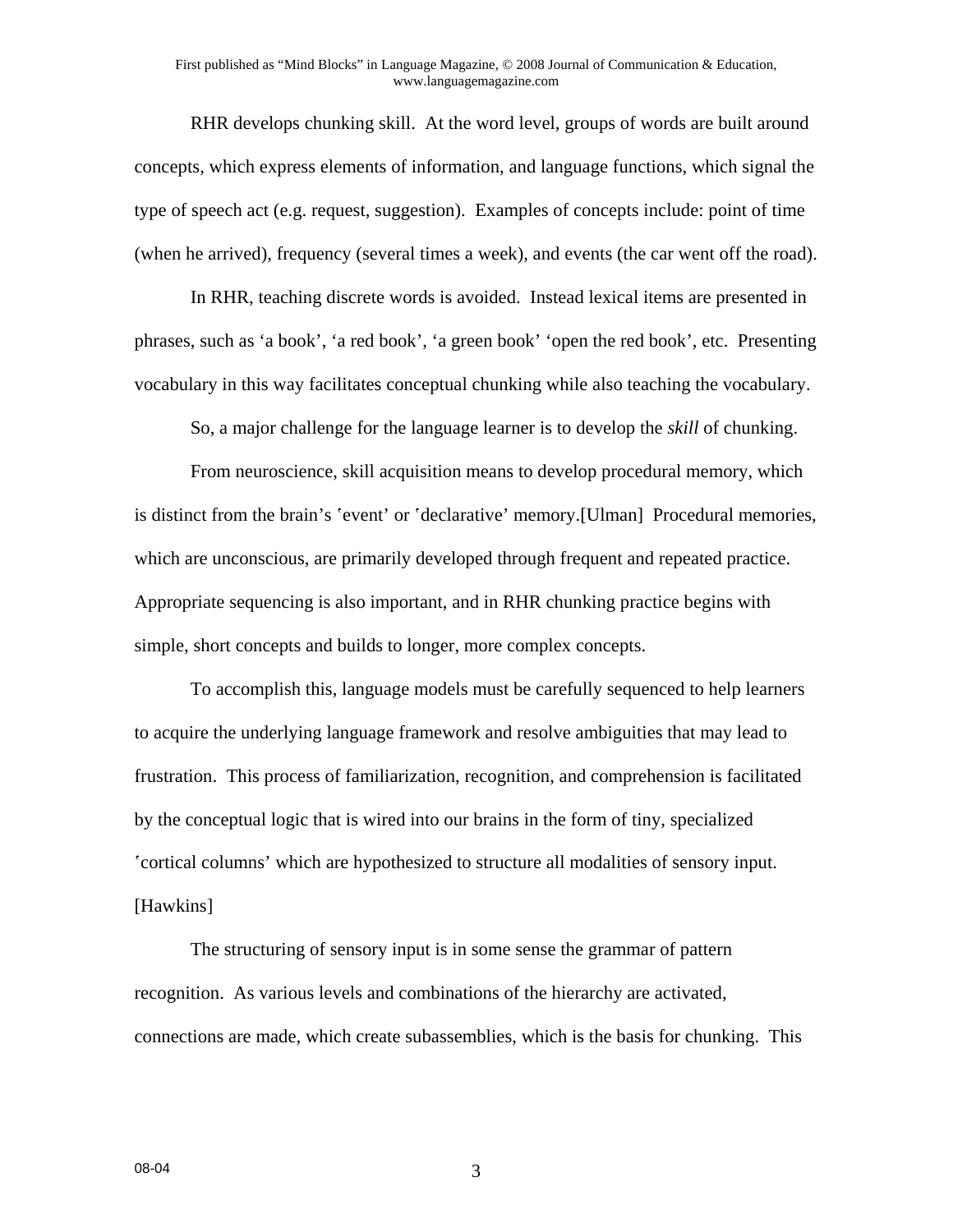RHR develops chunking skill. At the word level, groups of words are built around concepts, which express elements of information, and language functions, which signal the type of speech act (e.g. request, suggestion). Examples of concepts include: point of time (when he arrived), frequency (several times a week), and events (the car went off the road).

In RHR, teaching discrete words is avoided. Instead lexical items are presented in phrases, such as 'a book', 'a red book', 'a green book' 'open the red book', etc. Presenting vocabulary in this way facilitates conceptual chunking while also teaching the vocabulary.

So, a major challenge for the language learner is to develop the *skill* of chunking.

From neuroscience, skill acquisition means to develop procedural memory, which is distinct from the brain's 'event' or 'declarative' memory.[Ulman] Procedural memories, which are unconscious, are primarily developed through frequent and repeated practice. Appropriate sequencing is also important, and in RHR chunking practice begins with simple, short concepts and builds to longer, more complex concepts.

To accomplish this, language models must be carefully sequenced to help learners to acquire the underlying language framework and resolve ambiguities that may lead to frustration. This process of familiarization, recognition, and comprehension is facilitated by the conceptual logic that is wired into our brains in the form of tiny, specialized 'cortical columns' which are hypothesized to structure all modalities of sensory input. [Hawkins]

The structuring of sensory input is in some sense the grammar of pattern recognition. As various levels and combinations of the hierarchy are activated, connections are made, which create subassemblies, which is the basis for chunking. This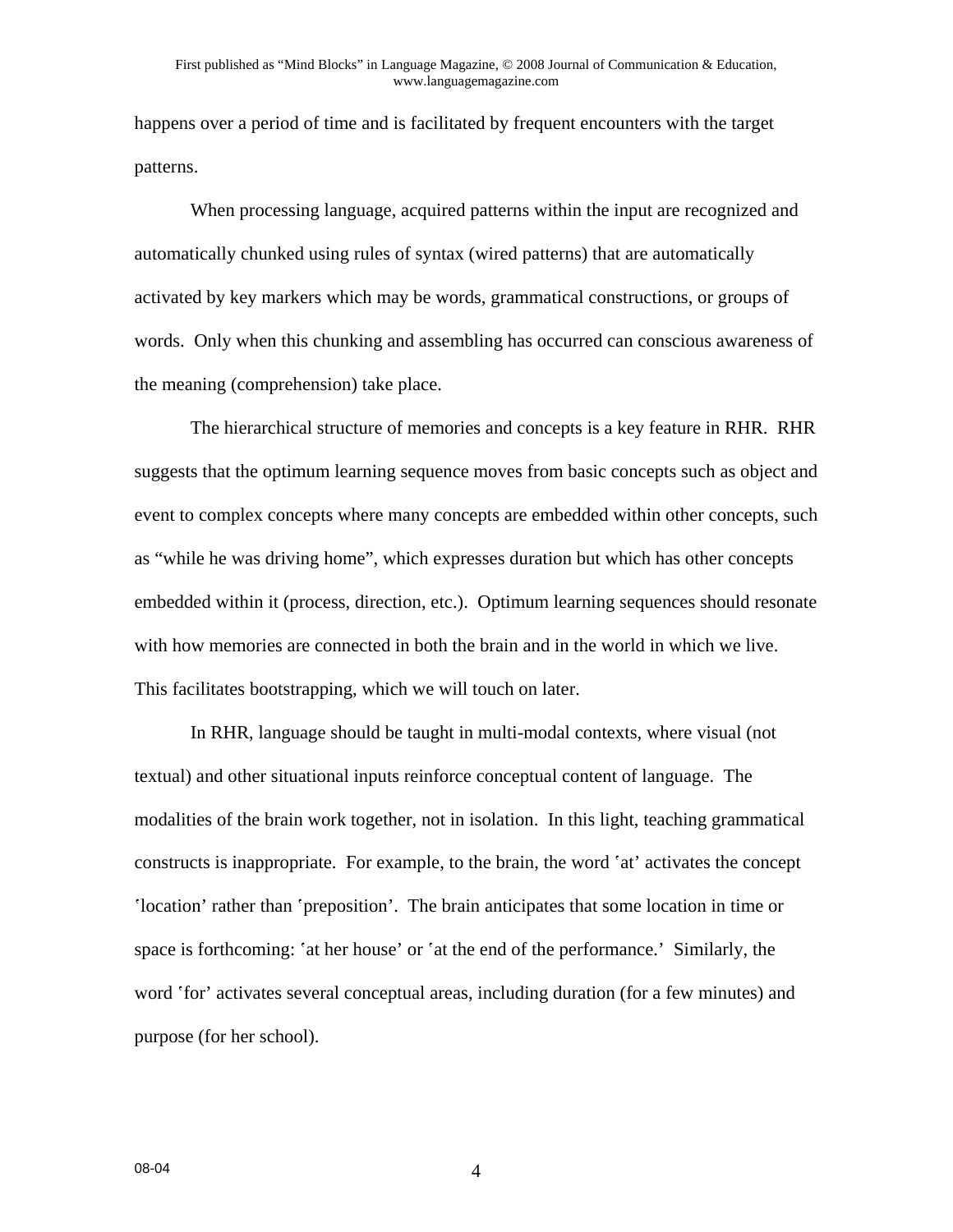happens over a period of time and is facilitated by frequent encounters with the target patterns.

When processing language, acquired patterns within the input are recognized and automatically chunked using rules of syntax (wired patterns) that are automatically activated by key markers which may be words, grammatical constructions, or groups of words. Only when this chunking and assembling has occurred can conscious awareness of the meaning (comprehension) take place.

The hierarchical structure of memories and concepts is a key feature in RHR. RHR suggests that the optimum learning sequence moves from basic concepts such as object and event to complex concepts where many concepts are embedded within other concepts, such as "while he was driving home", which expresses duration but which has other concepts embedded within it (process, direction, etc.). Optimum learning sequences should resonate with how memories are connected in both the brain and in the world in which we live. This facilitates bootstrapping, which we will touch on later.

In RHR, language should be taught in multi-modal contexts, where visual (not textual) and other situational inputs reinforce conceptual content of language. The modalities of the brain work together, not in isolation. In this light, teaching grammatical constructs is inappropriate. For example, to the brain, the word 'at' activates the concept 'location' rather than 'preposition'. The brain anticipates that some location in time or space is forthcoming: 'at her house' or 'at the end of the performance.' Similarly, the word 'for' activates several conceptual areas, including duration (for a few minutes) and purpose (for her school).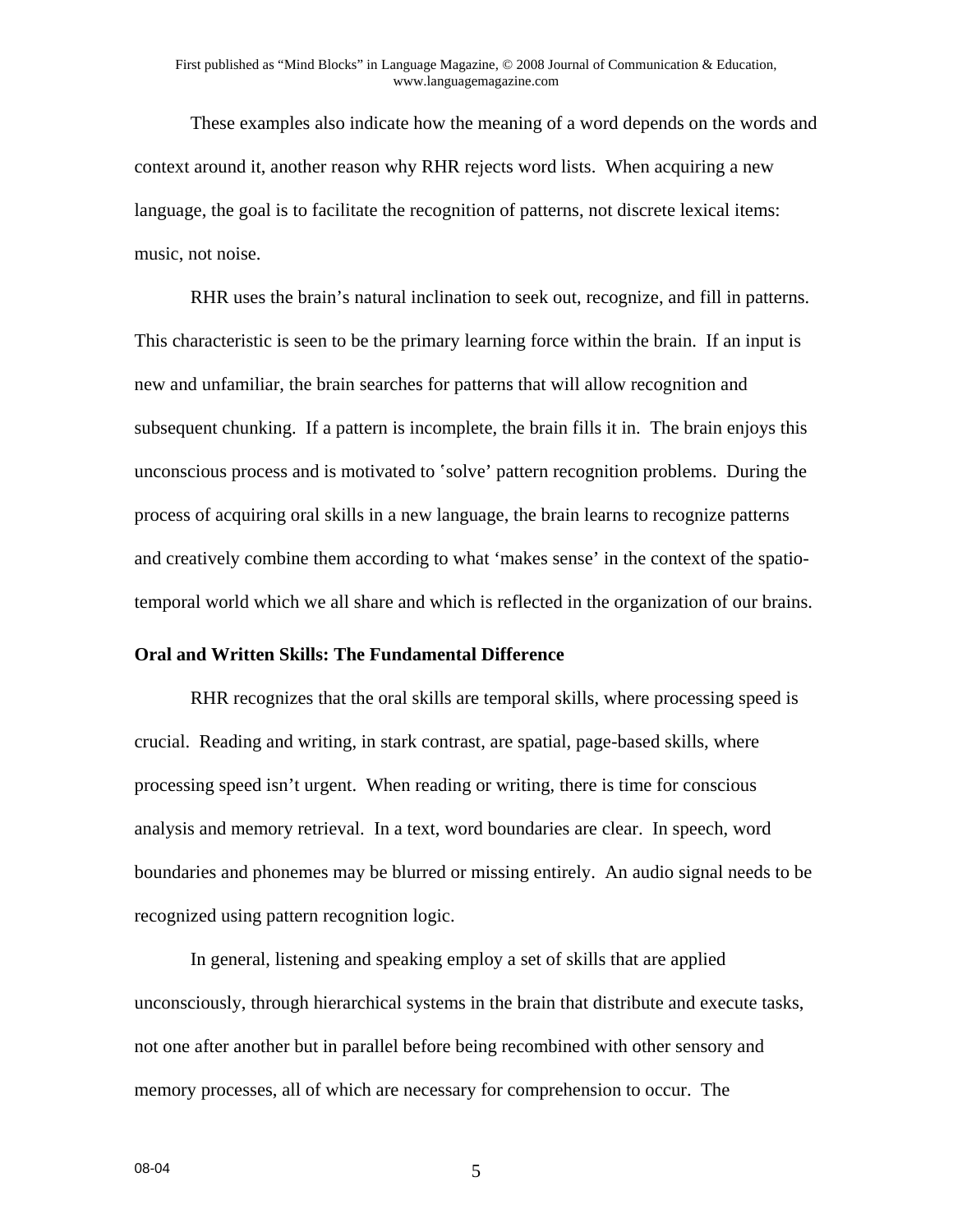These examples also indicate how the meaning of a word depends on the words and context around it, another reason why RHR rejects word lists. When acquiring a new language, the goal is to facilitate the recognition of patterns, not discrete lexical items: music, not noise.

RHR uses the brain's natural inclination to seek out, recognize, and fill in patterns. This characteristic is seen to be the primary learning force within the brain. If an input is new and unfamiliar, the brain searches for patterns that will allow recognition and subsequent chunking. If a pattern is incomplete, the brain fills it in. The brain enjoys this unconscious process and is motivated to 'solve' pattern recognition problems. During the process of acquiring oral skills in a new language, the brain learns to recognize patterns and creatively combine them according to what 'makes sense' in the context of the spatio-temporal world which we all share and which is reflected in the organization of our brains.

**Oral and Written Skills: The Fundamental Difference**

RHR recognizes that the oral skills are temporal skills, where processing speed is crucial. Reading and writing, in stark contrast, are spatial, page-based skills, where processing speed isn't urgent. When reading or writing, there is time for conscious analysis and memory retrieval. In a text, word boundaries are clear. In speech, word boundaries and phonemes may be blurred or missing entirely. An audio signal needs to be recognized using pattern recognition logic.

In general, listening and speaking employ a set of skills that are applied unconsciously, through hierarchical systems in the brain that distribute and execute tasks, not one after another but in parallel before being recombined with other sensory and memory processes, all of which are necessary for comprehension to occur. The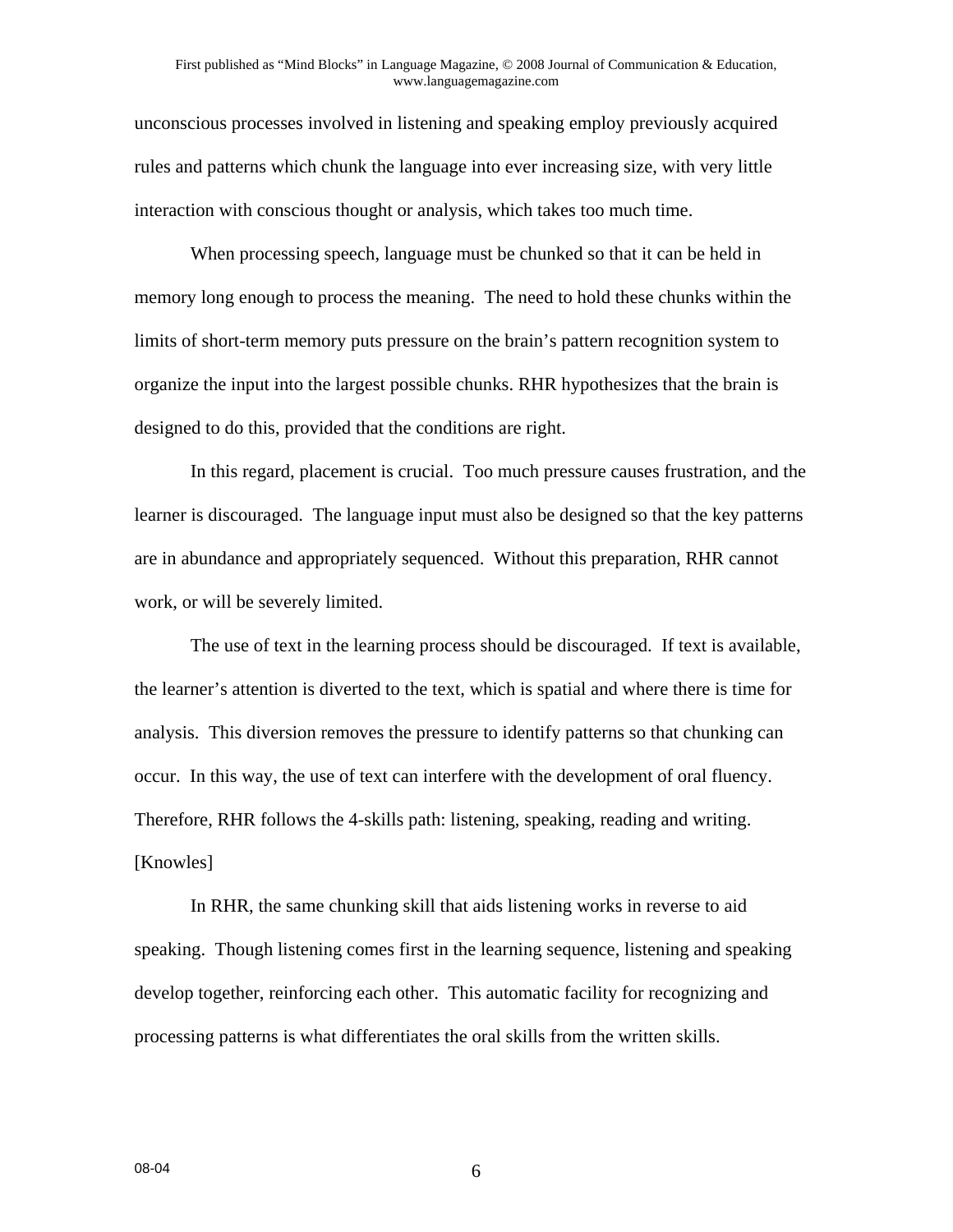unconscious processes involved in listening and speaking employ previously acquired rules and patterns which chunk the language into ever increasing size, with very little interaction with conscious thought or analysis, which takes too much time.

When processing speech, language must be chunked so that it can be held in memory long enough to process the meaning. The need to hold these chunks within the limits of short-term memory puts pressure on the brain's pattern recognition system to organize the input into the largest possible chunks. RHR hypothesizes that the brain is designed to do this, provided that the conditions are right.

In this regard, placement is crucial. Too much pressure causes frustration, and the learner is discouraged. The language input must also be designed so that the key patterns are in abundance and appropriately sequenced. Without this preparation, RHR cannot work, or will be severely limited.

The use of text in the learning process should be discouraged. If text is available, the learner's attention is diverted to the text, which is spatial and where there is time for analysis. This diversion removes the pressure to identify patterns so that chunking can occur. In this way, the use of text can interfere with the development of oral fluency. Therefore, RHR follows the 4-skills path: listening, speaking, reading and writing. [Knowles]

In RHR, the same chunking skill that aids listening works in reverse to aid speaking. Though listening comes first in the learning sequence, listening and speaking develop together, reinforcing each other. This automatic facility for recognizing and processing patterns is what differentiates the oral skills from the written skills.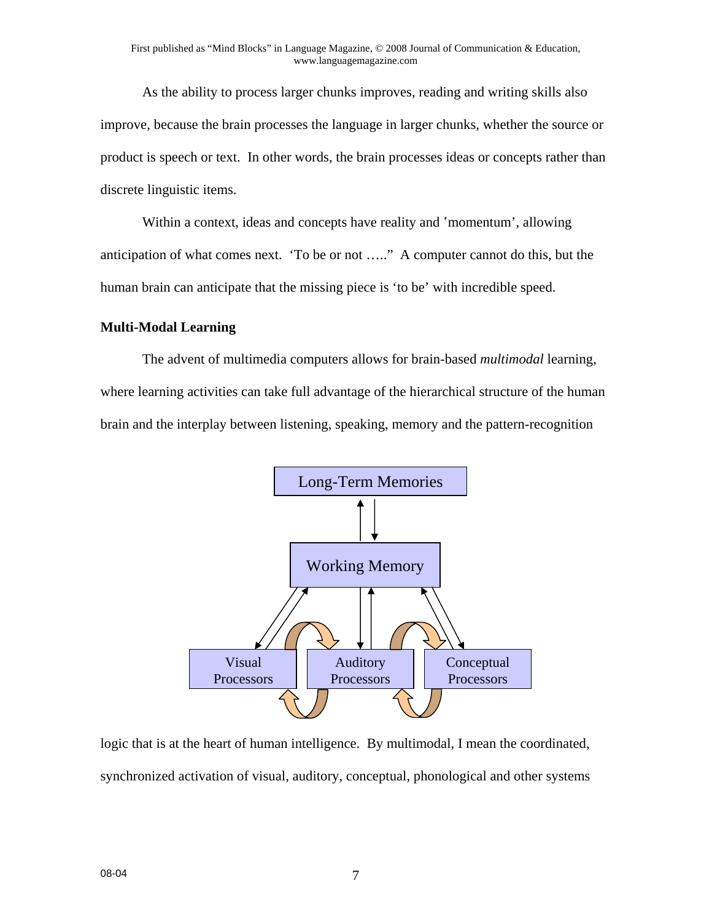As the ability to process larger chunks improves, reading and writing skills also improve, because the brain processes the language in larger chunks, whether the source or product is speech or text. In other words, the brain processes ideas or concepts rather than discrete linguistic items.

Within a context, ideas and concepts have reality and 'momentum', allowing anticipation of what comes next. 'To be or not ….." A computer cannot do this, but the human brain can anticipate that the missing piece is 'to be' with incredible speed.

**Multi-Modal Learning**

The advent of multimedia computers allows for brain-based *multimodal* learning, where learning activities can take full advantage of the hierarchical structure of the human brain and the interplay between listening, speaking, memory and the pattern-recognition

Long-Term Memories

Working Memory

Visual Processors

Auditory Processors

Conceptual Processors

logic that is at the heart of human intelligence. By multimodal, I mean the coordinated, synchronized activation of visual, auditory, conceptual, phonological and other systems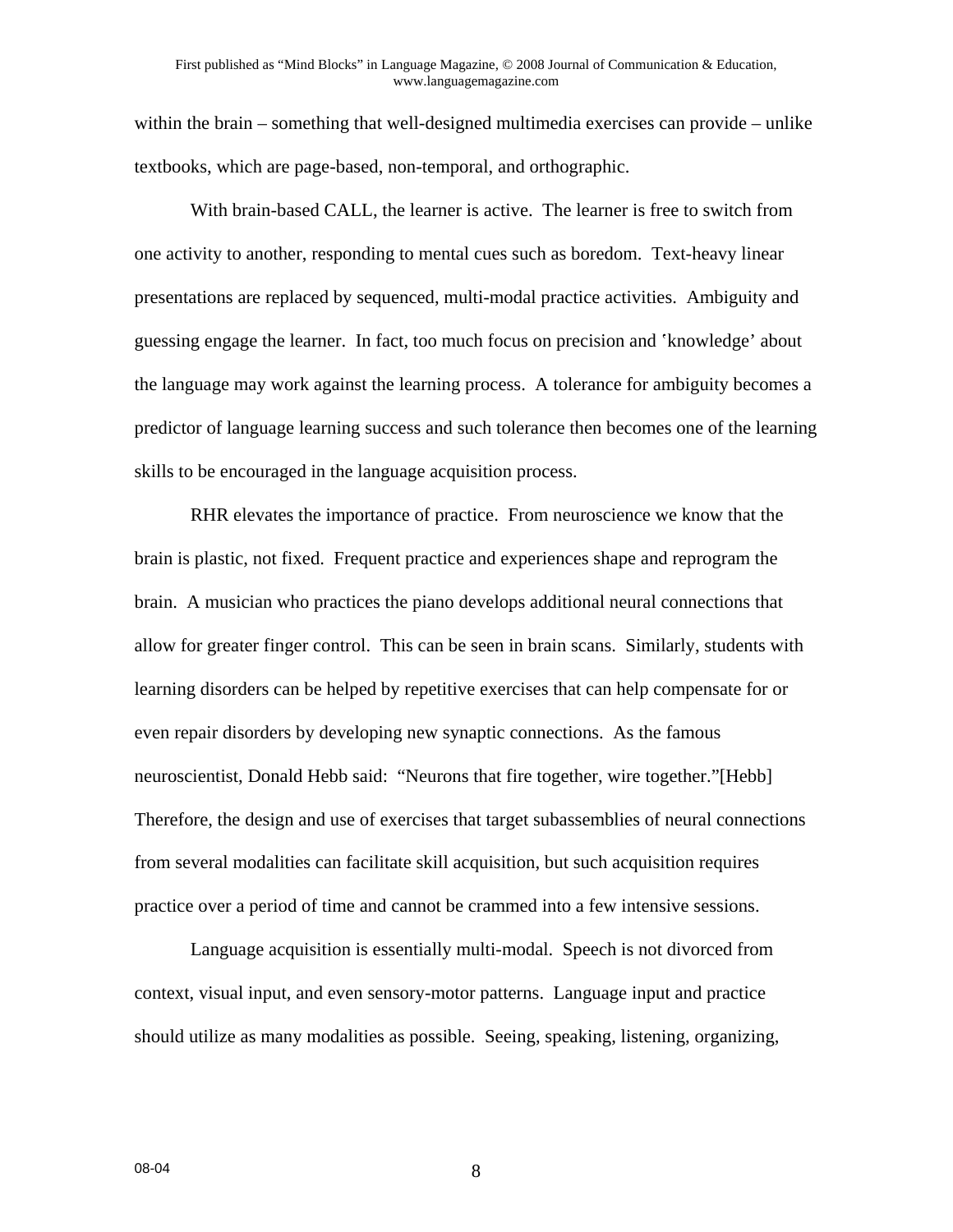within the brain – something that well-designed multimedia exercises can provide – unlike textbooks, which are page-based, non-temporal, and orthographic.

With brain-based CALL, the learner is active. The learner is free to switch from one activity to another, responding to mental cues such as boredom. Text-heavy linear presentations are replaced by sequenced, multi-modal practice activities. Ambiguity and guessing engage the learner. In fact, too much focus on precision and 'knowledge' about the language may work against the learning process. A tolerance for ambiguity becomes a predictor of language learning success and such tolerance then becomes one of the learning skills to be encouraged in the language acquisition process.

RHR elevates the importance of practice. From neuroscience we know that the brain is plastic, not fixed. Frequent practice and experiences shape and reprogram the brain. A musician who practices the piano develops additional neural connections that allow for greater finger control. This can be seen in brain scans. Similarly, students with learning disorders can be helped by repetitive exercises that can help compensate for or even repair disorders by developing new synaptic connections. As the famous neuroscientist, Donald Hebb said: "Neurons that fire together, wire together."[Hebb] Therefore, the design and use of exercises that target subassemblies of neural connections from several modalities can facilitate skill acquisition, but such acquisition requires practice over a period of time and cannot be crammed into a few intensive sessions.

Language acquisition is essentially multi-modal. Speech is not divorced from context, visual input, and even sensory-motor patterns. Language input and practice should utilize as many modalities as possible. Seeing, speaking, listening, organizing,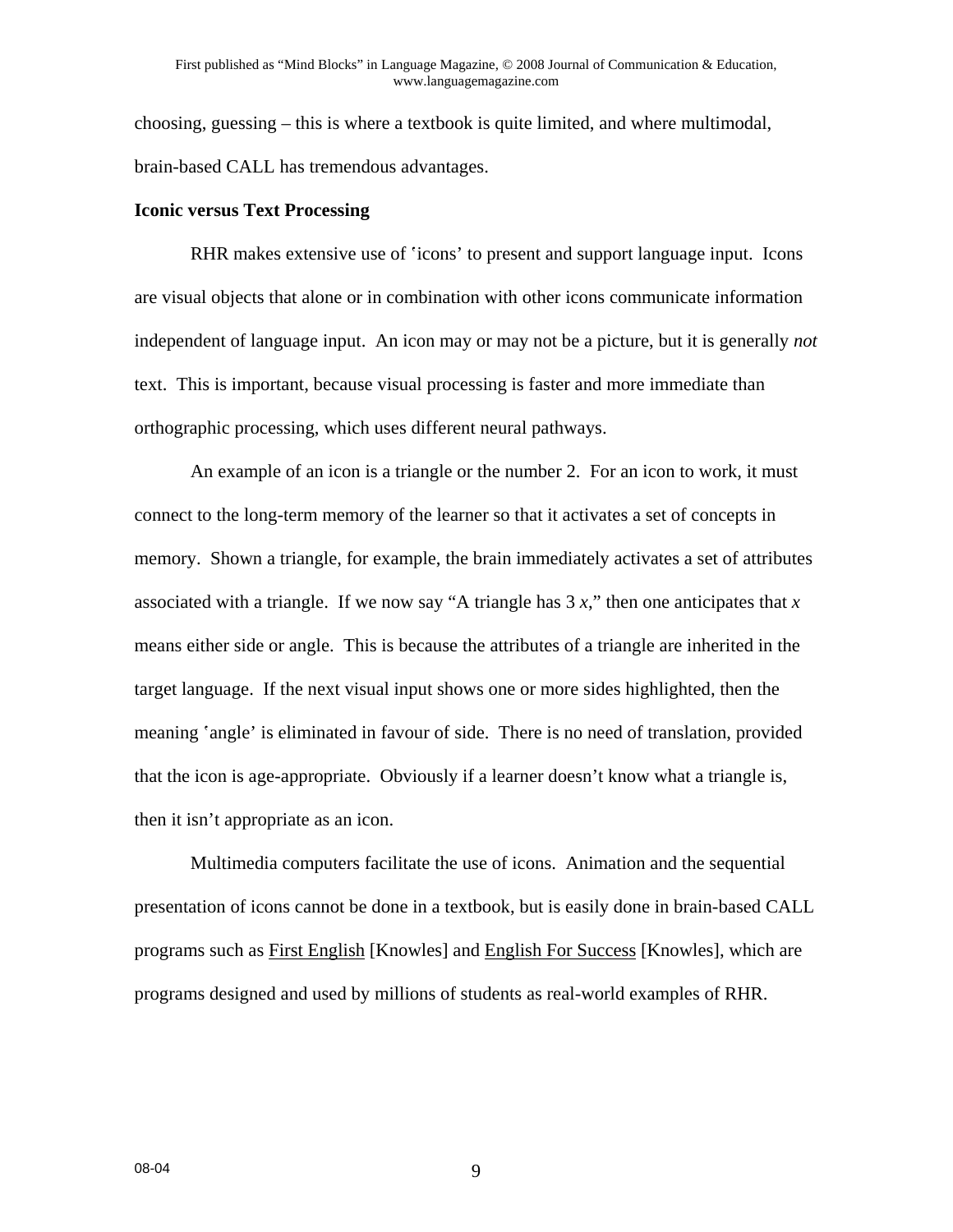choosing, guessing – this is where a textbook is quite limited, and where multimodal, brain-based CALL has tremendous advantages.

**Iconic versus Text Processing**

RHR makes extensive use of ʻicons' to present and support language input. Icons are visual objects that alone or in combination with other icons communicate information independent of language input. An icon may or may not be a picture, but it is generally *not* text. This is important, because visual processing is faster and more immediate than orthographic processing, which uses different neural pathways.

An example of an icon is a triangle or the number 2. For an icon to work, it must connect to the long-term memory of the learner so that it activates a set of concepts in memory. Shown a triangle, for example, the brain immediately activates a set of attributes associated with a triangle. If we now say "A triangle has 3 *x*," then one anticipates that *x* means either side or angle. This is because the attributes of a triangle are inherited in the target language. If the next visual input shows one or more sides highlighted, then the meaning ʻangle' is eliminated in favour of side. There is no need of translation, provided that the icon is age-appropriate. Obviously if a learner doesn't know what a triangle is, then it isn't appropriate as an icon.

Multimedia computers facilitate the use of icons. Animation and the sequential presentation of icons cannot be done in a textbook, but is easily done in brain-based CALL programs such as First English [Knowles] and English For Success [Knowles], which are programs designed and used by millions of students as real-world examples of RHR.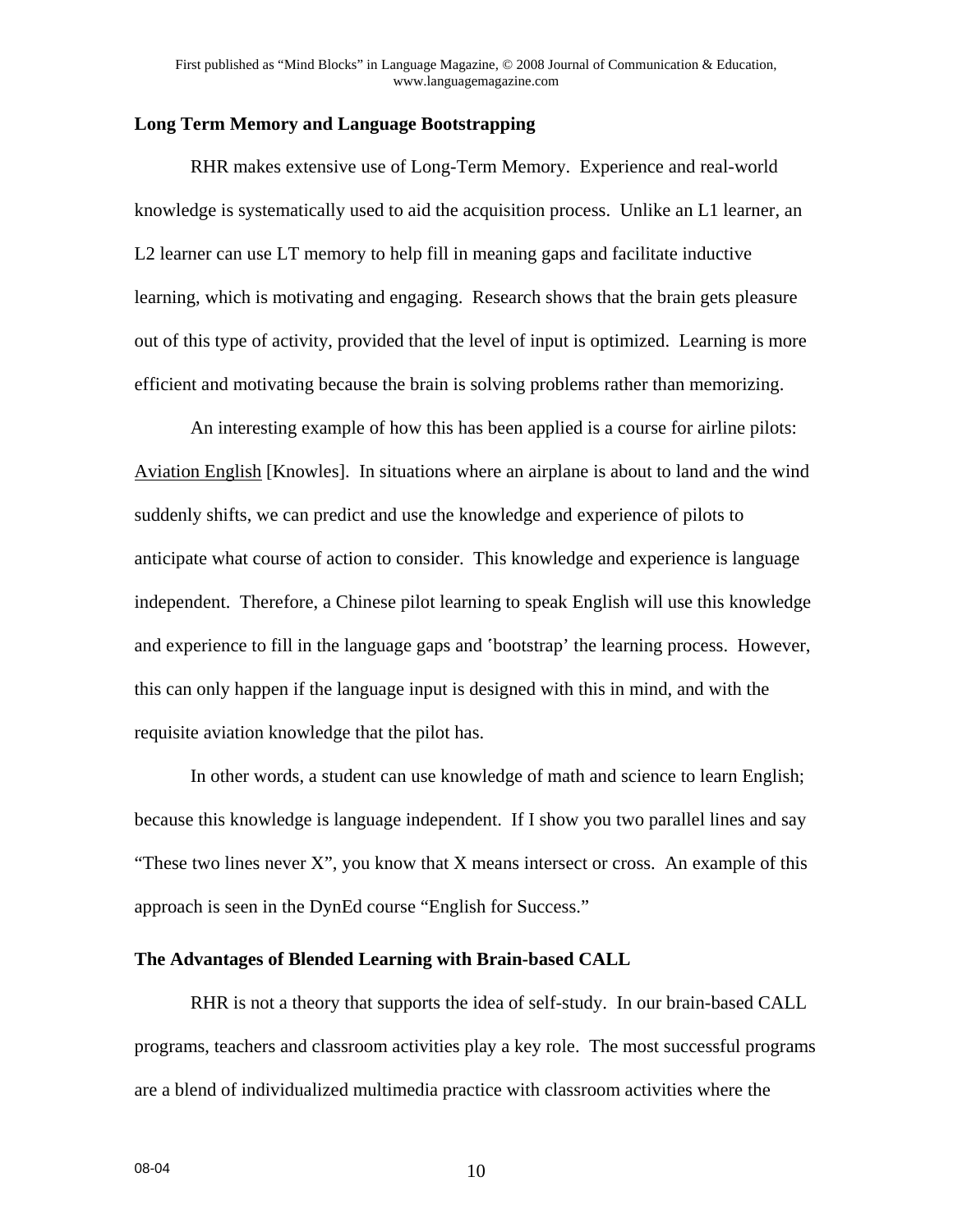**Long Term Memory and Language Bootstrapping**

RHR makes extensive use of Long-Term Memory. Experience and real-world knowledge is systematically used to aid the acquisition process. Unlike an L1 learner, an L2 learner can use LT memory to help fill in meaning gaps and facilitate inductive learning, which is motivating and engaging. Research shows that the brain gets pleasure out of this type of activity, provided that the level of input is optimized. Learning is more efficient and motivating because the brain is solving problems rather than memorizing.

An interesting example of how this has been applied is a course for airline pilots: Aviation English [Knowles]. In situations where an airplane is about to land and the wind suddenly shifts, we can predict and use the knowledge and experience of pilots to anticipate what course of action to consider. This knowledge and experience is language independent. Therefore, a Chinese pilot learning to speak English will use this knowledge and experience to fill in the language gaps and 'bootstrap' the learning process. However, this can only happen if the language input is designed with this in mind, and with the requisite aviation knowledge that the pilot has.

In other words, a student can use knowledge of math and science to learn English; because this knowledge is language independent. If I show you two parallel lines and say "These two lines never X", you know that X means intersect or cross. An example of this approach is seen in the DynEd course "English for Success."

**The Advantages of Blended Learning with Brain-based CALL**

RHR is not a theory that supports the idea of self-study. In our brain-based CALL programs, teachers and classroom activities play a key role. The most successful programs are a blend of individualized multimedia practice with classroom activities where the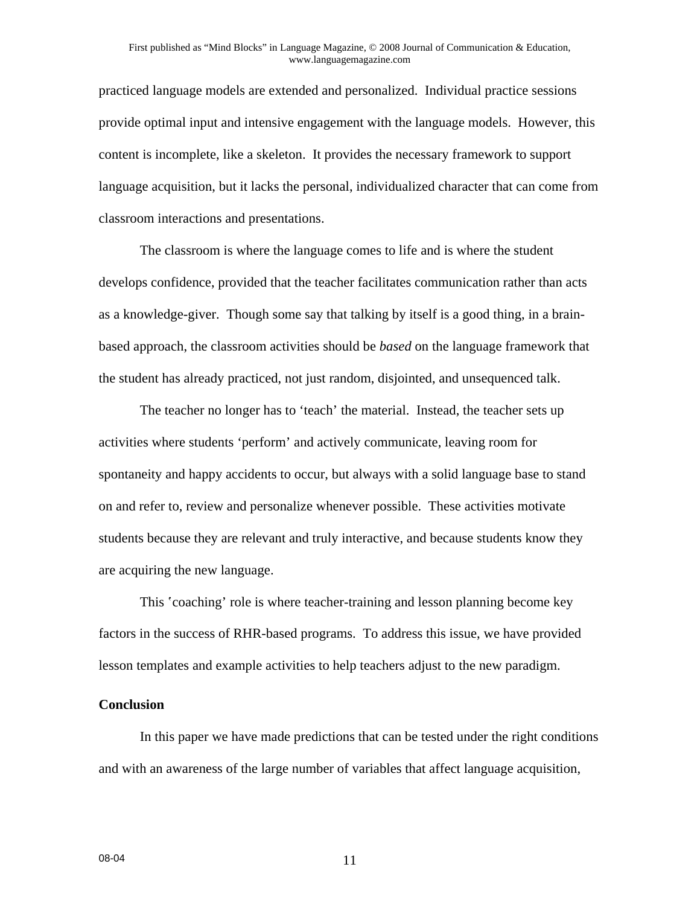practiced language models are extended and personalized. Individual practice sessions provide optimal input and intensive engagement with the language models. However, this content is incomplete, like a skeleton. It provides the necessary framework to support language acquisition, but it lacks the personal, individualized character that can come from classroom interactions and presentations.

The classroom is where the language comes to life and is where the student develops confidence, provided that the teacher facilitates communication rather than acts as a knowledge-giver. Though some say that talking by itself is a good thing, in a brain-based approach, the classroom activities should be *based* on the language framework that the student has already practiced, not just random, disjointed, and unsequenced talk.

The teacher no longer has to 'teach' the material. Instead, the teacher sets up activities where students 'perform' and actively communicate, leaving room for spontaneity and happy accidents to occur, but always with a solid language base to stand on and refer to, review and personalize whenever possible. These activities motivate students because they are relevant and truly interactive, and because students know they are acquiring the new language.

This 'coaching' role is where teacher-training and lesson planning become key factors in the success of RHR-based programs. To address this issue, we have provided lesson templates and example activities to help teachers adjust to the new paradigm.

**Conclusion**

In this paper we have made predictions that can be tested under the right conditions and with an awareness of the large number of variables that affect language acquisition,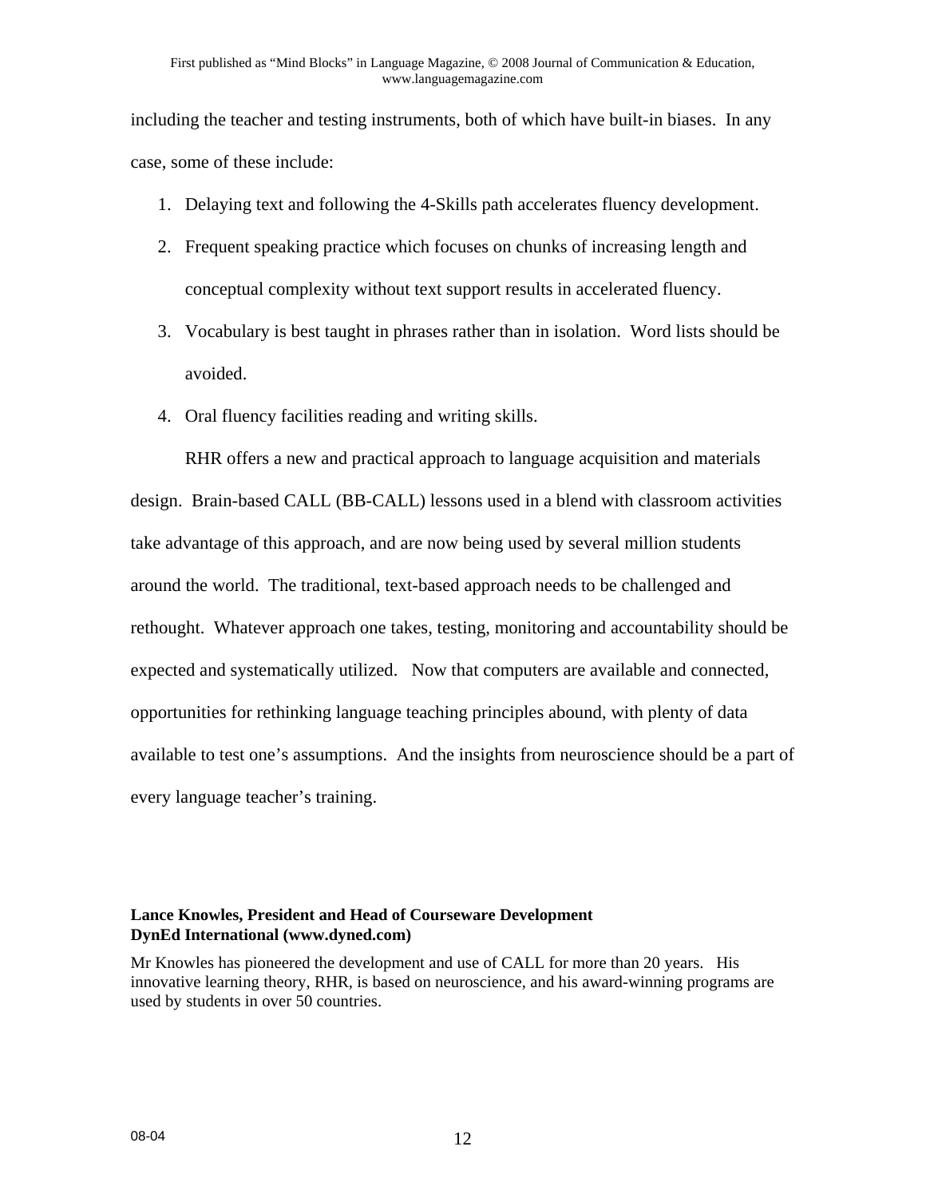including the teacher and testing instruments, both of which have built-in biases. In any case, some of these include:

1. Delaying text and following the 4-Skills path accelerates fluency development.
2. Frequent speaking practice which focuses on chunks of increasing length and conceptual complexity without text support results in accelerated fluency.
3. Vocabulary is best taught in phrases rather than in isolation. Word lists should be avoided.
4. Oral fluency facilities reading and writing skills.

RHR offers a new and practical approach to language acquisition and materials design. Brain-based CALL (BB-CALL) lessons used in a blend with classroom activities take advantage of this approach, and are now being used by several million students around the world. The traditional, text-based approach needs to be challenged and rethought. Whatever approach one takes, testing, monitoring and accountability should be expected and systematically utilized. Now that computers are available and connected, opportunities for rethinking language teaching principles abound, with plenty of data available to test one's assumptions. And the insights from neuroscience should be a part of every language teacher's training.

**Lance Knowles, President and Head of Courseware Development**
**DynEd International (www.dyned.com)**

Mr Knowles has pioneered the development and use of CALL for more than 20 years. His innovative learning theory, RHR, is based on neuroscience, and his award-winning programs are used by students in over 50 countries.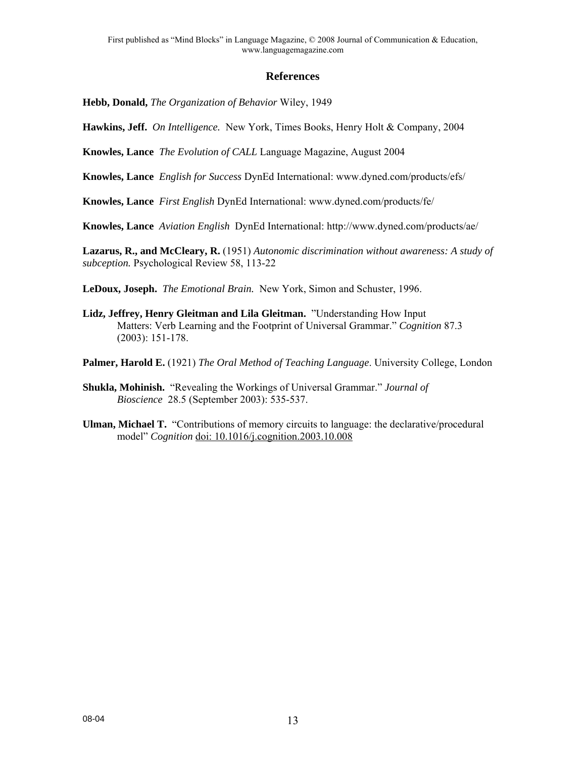## References

**Hebb, Donald,** *The Organization of Behavior* Wiley, 1949

**Hawkins, Jeff.** *On Intelligence.* New York, Times Books, Henry Holt & Company, 2004

**Knowles, Lance** *The Evolution of CALL* Language Magazine, August 2004

**Knowles, Lance** *English for Success* DynEd International: www.dyned.com/products/efs/

**Knowles, Lance** *First English* DynEd International: www.dyned.com/products/fe/

**Knowles, Lance** *Aviation English* DynEd International: http://www.dyned.com/products/ae/

**Lazarus, R., and McCleary, R.** (1951) *Autonomic discrimination without awareness: A study of subception.* Psychological Review 58, 113-22

**LeDoux, Joseph.** *The Emotional Brain.* New York, Simon and Schuster, 1996.

**Lidz, Jeffrey, Henry Gleitman and Lila Gleitman.** "Understanding How Input Matters: Verb Learning and the Footprint of Universal Grammar." *Cognition* 87.3 (2003): 151-178.

**Palmer, Harold E.** (1921) *The Oral Method of Teaching Language*. University College, London

**Shukla, Mohinish.** "Revealing the Workings of Universal Grammar." *Journal of Bioscience* 28.5 (September 2003): 535-537.

**Ulman, Michael T.** "Contributions of memory circuits to language: the declarative/procedural model" *Cognition* doi: 10.1016/j.cognition.2003.10.008